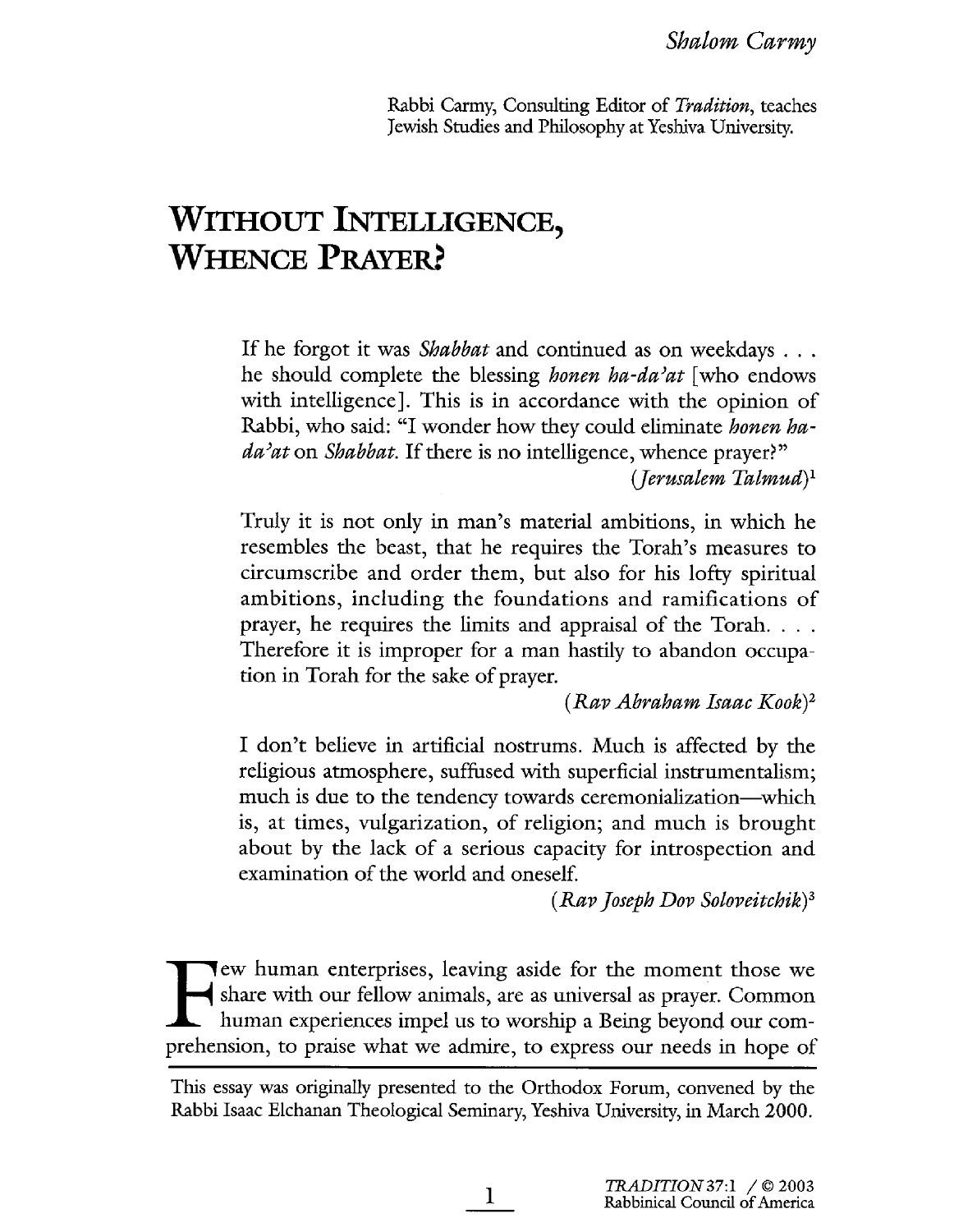Shalom Carmy

Rabbi Carmy, Consulting Editor of *Tradition*, teaches Jewish Studies and Philosophy at Yeshiva University.

# WITHOUT INTELLIGENCE, WHENCE PRAYER?

> If he forgot it was *Shabbat* and continued as on weekdays . . . he should complete the blessing *honen ha-da'at* [who endows with intelligence]. This is in accordance with the opinion of Rabbi, who said: "I wonder how they could eliminate *honen ha-da'at* on *Shabbat*. If there is no intelligence, whence prayer?"
>
> (*Jerusalem Talmud*)[1]

> Truly it is not only in man's material ambitions, in which he resembles the beast, that he requires the Torah's measures to circumscribe and order them, but also for his lofty spiritual ambitions, including the foundations and ramifications of prayer, he requires the limits and appraisal of the Torah. . . . Therefore it is improper for a man hastily to abandon occupation in Torah for the sake of prayer.
>
> (*Rav Abraham Isaac Kook*)[2]

> I don't believe in artificial nostrums. Much is affected by the religious atmosphere, suffused with superficial instrumentalism; much is due to the tendency towards ceremonialization—which is, at times, vulgarization, of religion; and much is brought about by the lack of a serious capacity for introspection and examination of the world and oneself.
>
> (*Rav Joseph Dov Soloveitchik*)[3]

Few human enterprises, leaving aside for the moment those we share with our fellow animals, are as universal as prayer. Common human experiences impel us to worship a Being beyond our comprehension, to praise what we admire, to express our needs in hope of

This essay was originally presented to the Orthodox Forum, convened by the Rabbi Isaac Elchanan Theological Seminary, Yeshiva University, in March 2000.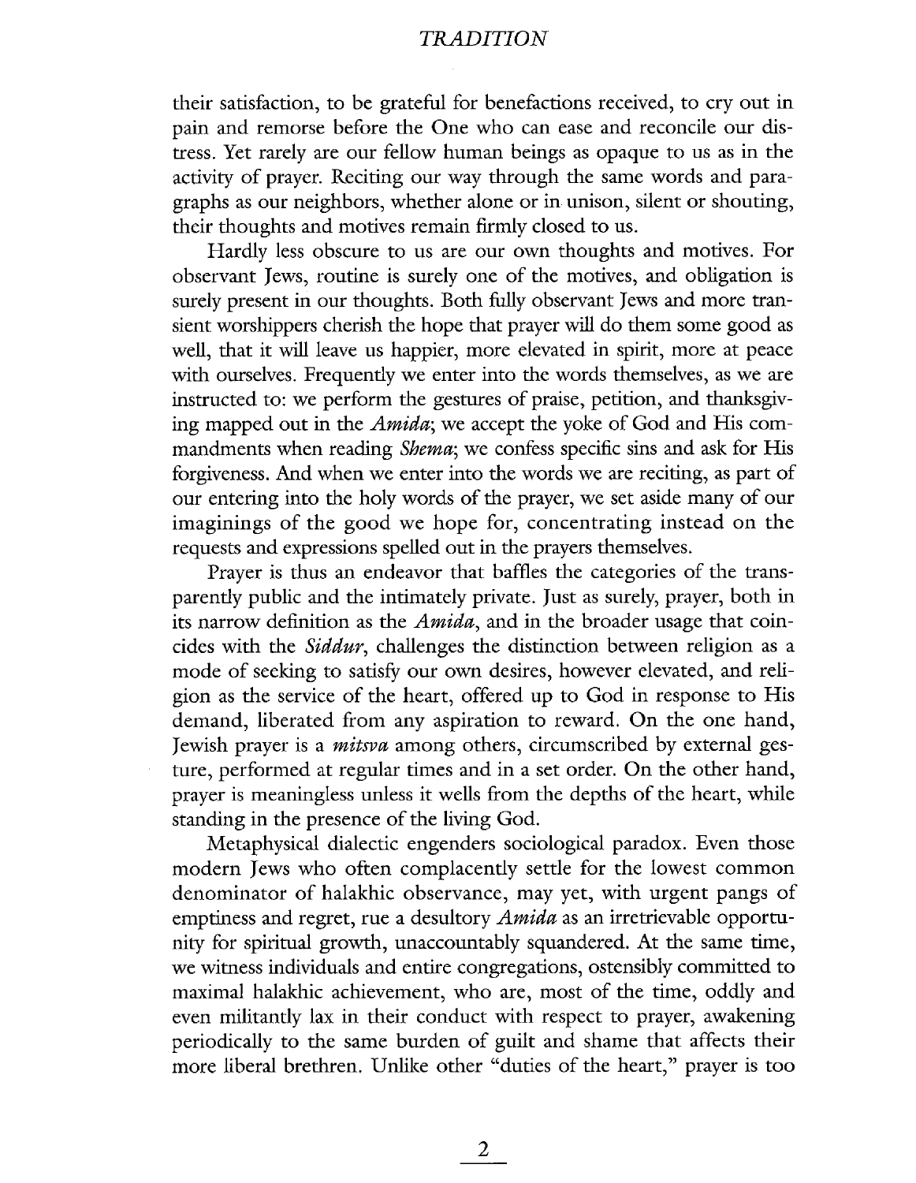their satisfaction, to be grateful for benefactions received, to cry out in pain and remorse before the One who can ease and reconcile our distress. Yet rarely are our fellow human beings as opaque to us as in the activity of prayer. Reciting our way through the same words and paragraphs as our neighbors, whether alone or in unison, silent or shouting, their thoughts and motives remain firmly closed to us.

Hardly less obscure to us are our own thoughts and motives. For observant Jews, routine is surely one of the motives, and obligation is surely present in our thoughts. Both fully observant Jews and more transient worshippers cherish the hope that prayer will do them some good as well, that it will leave us happier, more elevated in spirit, more at peace with ourselves. Frequently we enter into the words themselves, as we are instructed to: we perform the gestures of praise, petition, and thanksgiving mapped out in the *Amida*; we accept the yoke of God and His commandments when reading *Shema*; we confess specific sins and ask for His forgiveness. And when we enter into the words we are reciting, as part of our entering into the holy words of the prayer, we set aside many of our imaginings of the good we hope for, concentrating instead on the requests and expressions spelled out in the prayers themselves.

Prayer is thus an endeavor that baffles the categories of the transparently public and the intimately private. Just as surely, prayer, both in its narrow definition as the *Amida*, and in the broader usage that coincides with the *Siddur*, challenges the distinction between religion as a mode of seeking to satisfy our own desires, however elevated, and religion as the service of the heart, offered up to God in response to His demand, liberated from any aspiration to reward. On the one hand, Jewish prayer is a *mitsva* among others, circumscribed by external gesture, performed at regular times and in a set order. On the other hand, prayer is meaningless unless it wells from the depths of the heart, while standing in the presence of the living God.

Metaphysical dialectic engenders sociological paradox. Even those modern Jews who often complacently settle for the lowest common denominator of halakhic observance, may yet, with urgent pangs of emptiness and regret, rue a desultory *Amida* as an irretrievable opportunity for spiritual growth, unaccountably squandered. At the same time, we witness individuals and entire congregations, ostensibly committed to maximal halakhic achievement, who are, most of the time, oddly and even militantly lax in their conduct with respect to prayer, awakening periodically to the same burden of guilt and shame that affects their more liberal brethren. Unlike other "duties of the heart," prayer is too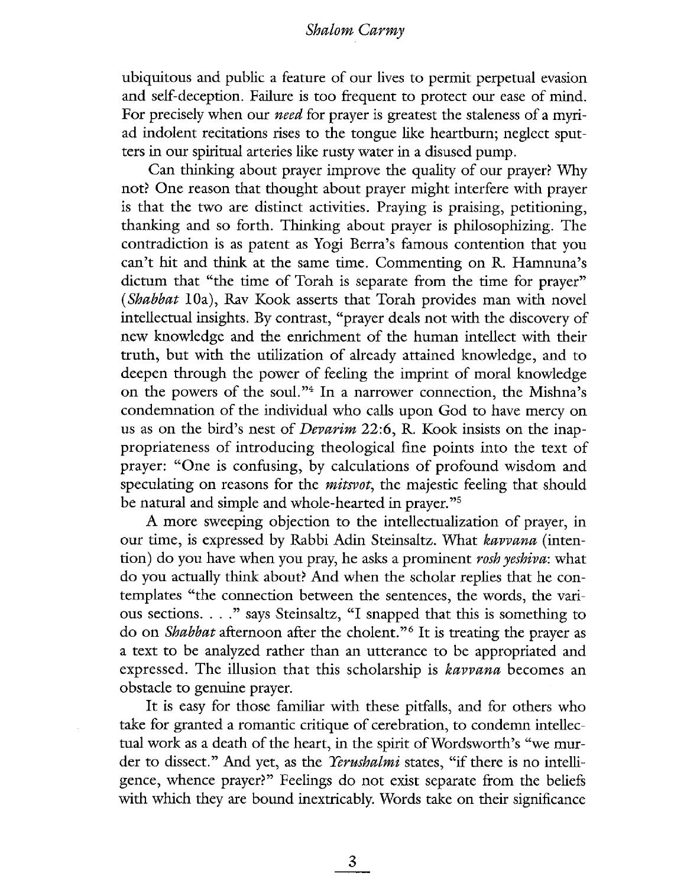ubiquitous and public a feature of our lives to permit perpetual evasion and self-deception. Failure is too frequent to protect our ease of mind. For precisely when our *need* for prayer is greatest the staleness of a myriad indolent recitations rises to the tongue like heartburn; neglect sputters in our spiritual arteries like rusty water in a disused pump.

Can thinking about prayer improve the quality of our prayer? Why not? One reason that thought about prayer might interfere with prayer is that the two are distinct activities. Praying is praising, petitioning, thanking and so forth. Thinking about prayer is philosophizing. The contradiction is as patent as Yogi Berra's famous contention that you can't hit and think at the same time. Commenting on R. Hamnuna's dictum that "the time of Torah is separate from the time for prayer" (*Shabbat* 10a), Rav Kook asserts that Torah provides man with novel intellectual insights. By contrast, "prayer deals not with the discovery of new knowledge and the enrichment of the human intellect with their truth, but with the utilization of already attained knowledge, and to deepen through the power of feeling the imprint of moral knowledge on the powers of the soul."[4] In a narrower connection, the Mishna's condemnation of the individual who calls upon God to have mercy on us as on the bird's nest of *Devarim* 22:6, R. Kook insists on the inappropriateness of introducing theological fine points into the text of prayer: "One is confusing, by calculations of profound wisdom and speculating on reasons for the *mitsvot*, the majestic feeling that should be natural and simple and whole-hearted in prayer."[5]

A more sweeping objection to the intellectualization of prayer, in our time, is expressed by Rabbi Adin Steinsaltz. What *kavvana* (intention) do you have when you pray, he asks a prominent *rosh yeshiva*: what do you actually think about? And when the scholar replies that he contemplates "the connection between the sentences, the words, the various sections. . . ." says Steinsaltz, "I snapped that this is something to do on *Shabbat* afternoon after the cholent."[6] It is treating the prayer as a text to be analyzed rather than an utterance to be appropriated and expressed. The illusion that this scholarship is *kavvana* becomes an obstacle to genuine prayer.

It is easy for those familiar with these pitfalls, and for others who take for granted a romantic critique of cerebration, to condemn intellectual work as a death of the heart, in the spirit of Wordsworth's "we murder to dissect." And yet, as the *Yerushalmi* states, "if there is no intelligence, whence prayer?" Feelings do not exist separate from the beliefs with which they are bound inextricably. Words take on their significance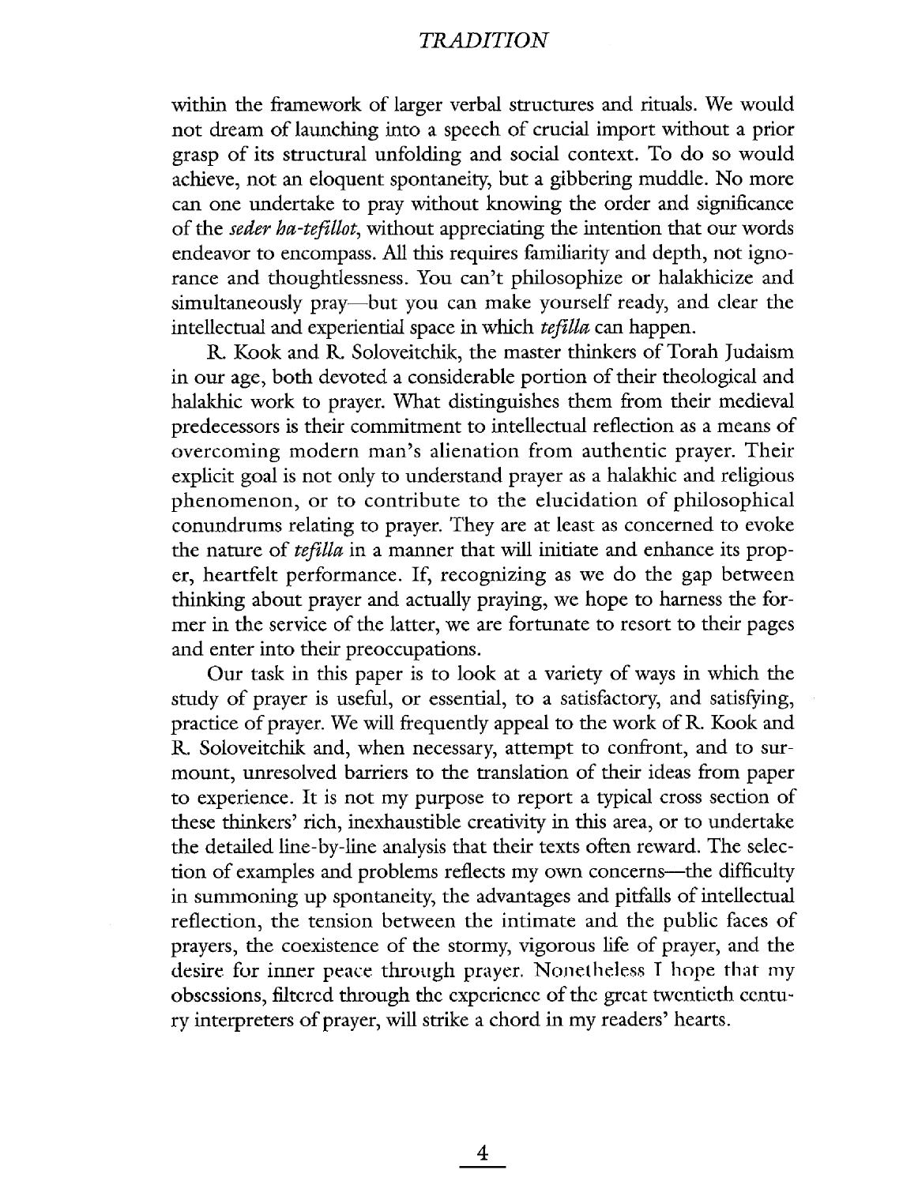within the framework of larger verbal structures and rituals. We would not dream of launching into a speech of crucial import without a prior grasp of its structural unfolding and social context. To do so would achieve, not an eloquent spontaneity, but a gibbering muddle. No more can one undertake to pray without knowing the order and significance of the *seder ha-tefillot*, without appreciating the intention that our words endeavor to encompass. All this requires familiarity and depth, not ignorance and thoughtlessness. You can't philosophize or halakhicize and simultaneously pray—but you can make yourself ready, and clear the intellectual and experiential space in which *tefilla* can happen.

R. Kook and R. Soloveitchik, the master thinkers of Torah Judaism in our age, both devoted a considerable portion of their theological and halakhic work to prayer. What distinguishes them from their medieval predecessors is their commitment to intellectual reflection as a means of overcoming modern man's alienation from authentic prayer. Their explicit goal is not only to understand prayer as a halakhic and religious phenomenon, or to contribute to the elucidation of philosophical conundrums relating to prayer. They are at least as concerned to evoke the nature of *tefilla* in a manner that will initiate and enhance its proper, heartfelt performance. If, recognizing as we do the gap between thinking about prayer and actually praying, we hope to harness the former in the service of the latter, we are fortunate to resort to their pages and enter into their preoccupations.

Our task in this paper is to look at a variety of ways in which the study of prayer is useful, or essential, to a satisfactory, and satisfying, practice of prayer. We will frequently appeal to the work of R. Kook and R. Soloveitchik and, when necessary, attempt to confront, and to surmount, unresolved barriers to the translation of their ideas from paper to experience. It is not my purpose to report a typical cross section of these thinkers' rich, inexhaustible creativity in this area, or to undertake the detailed line-by-line analysis that their texts often reward. The selection of examples and problems reflects my own concerns—the difficulty in summoning up spontaneity, the advantages and pitfalls of intellectual reflection, the tension between the intimate and the public faces of prayers, the coexistence of the stormy, vigorous life of prayer, and the desire for inner peace through prayer. Nonetheless I hope that my obsessions, filtered through the experience of the great twentieth century interpreters of prayer, will strike a chord in my readers' hearts.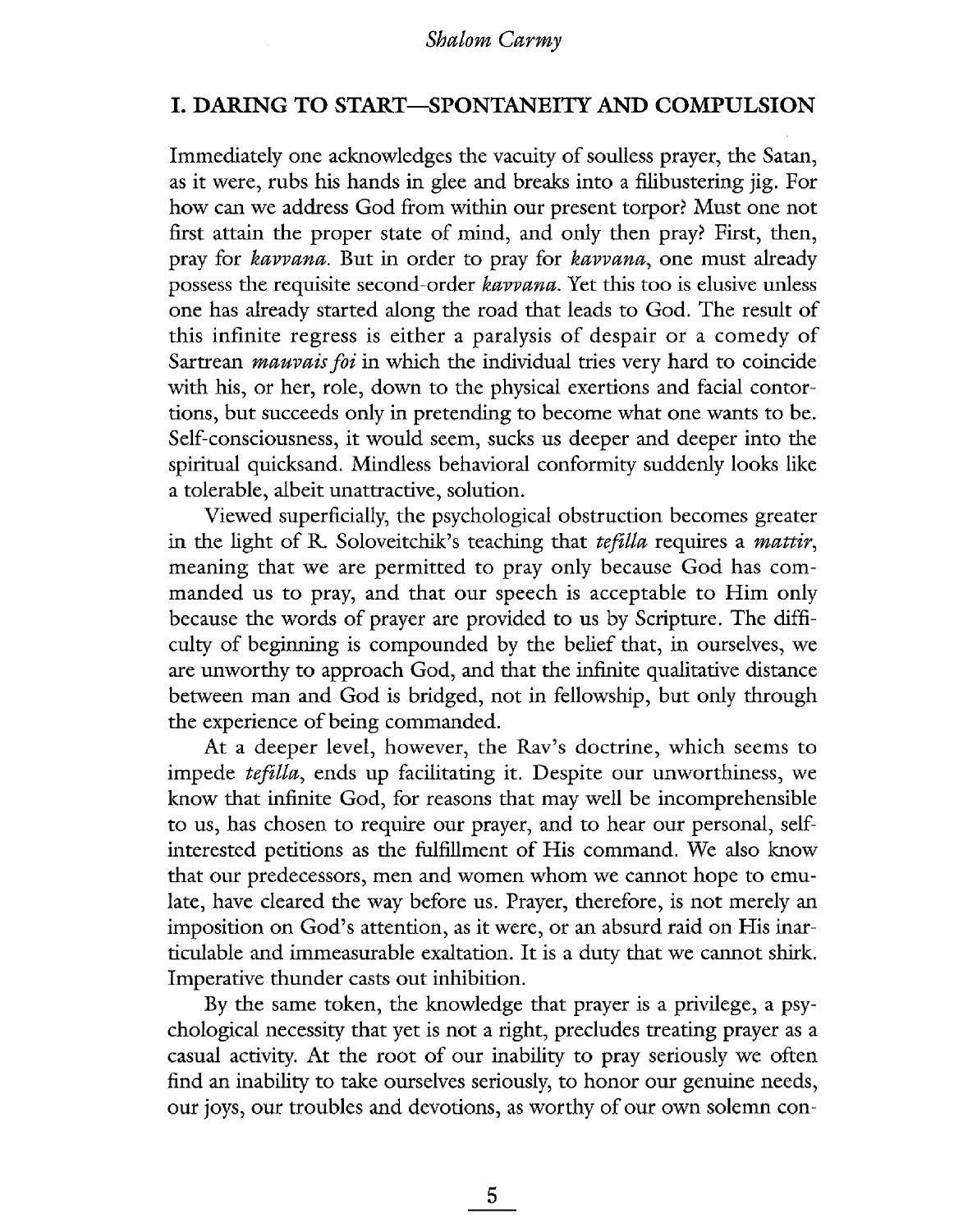## I. DARING TO START—SPONTANEITY AND COMPULSION

Immediately one acknowledges the vacuity of soulless prayer, the Satan, as it were, rubs his hands in glee and breaks into a filibustering jig. For how can we address God from within our present torpor? Must one not first attain the proper state of mind, and only then pray? First, then, pray for *kavvana*. But in order to pray for *kavvana*, one must already possess the requisite second-order *kavvana*. Yet this too is elusive unless one has already started along the road that leads to God. The result of this infinite regress is either a paralysis of despair or a comedy of Sartrean *mauvais foi* in which the individual tries very hard to coincide with his, or her, role, down to the physical exertions and facial contortions, but succeeds only in pretending to become what one wants to be. Self-consciousness, it would seem, sucks us deeper and deeper into the spiritual quicksand. Mindless behavioral conformity suddenly looks like a tolerable, albeit unattractive, solution.

Viewed superficially, the psychological obstruction becomes greater in the light of R. Soloveitchik's teaching that *tefilla* requires a *mattir*, meaning that we are permitted to pray only because God has commanded us to pray, and that our speech is acceptable to Him only because the words of prayer are provided to us by Scripture. The difficulty of beginning is compounded by the belief that, in ourselves, we are unworthy to approach God, and that the infinite qualitative distance between man and God is bridged, not in fellowship, but only through the experience of being commanded.

At a deeper level, however, the Rav's doctrine, which seems to impede *tefilla*, ends up facilitating it. Despite our unworthiness, we know that infinite God, for reasons that may well be incomprehensible to us, has chosen to require our prayer, and to hear our personal, self-interested petitions as the fulfillment of His command. We also know that our predecessors, men and women whom we cannot hope to emulate, have cleared the way before us. Prayer, therefore, is not merely an imposition on God's attention, as it were, or an absurd raid on His inarticulable and immeasurable exaltation. It is a duty that we cannot shirk. Imperative thunder casts out inhibition.

By the same token, the knowledge that prayer is a privilege, a psychological necessity that yet is not a right, precludes treating prayer as a casual activity. At the root of our inability to pray seriously we often find an inability to take ourselves seriously, to honor our genuine needs, our joys, our troubles and devotions, as worthy of our own solemn con-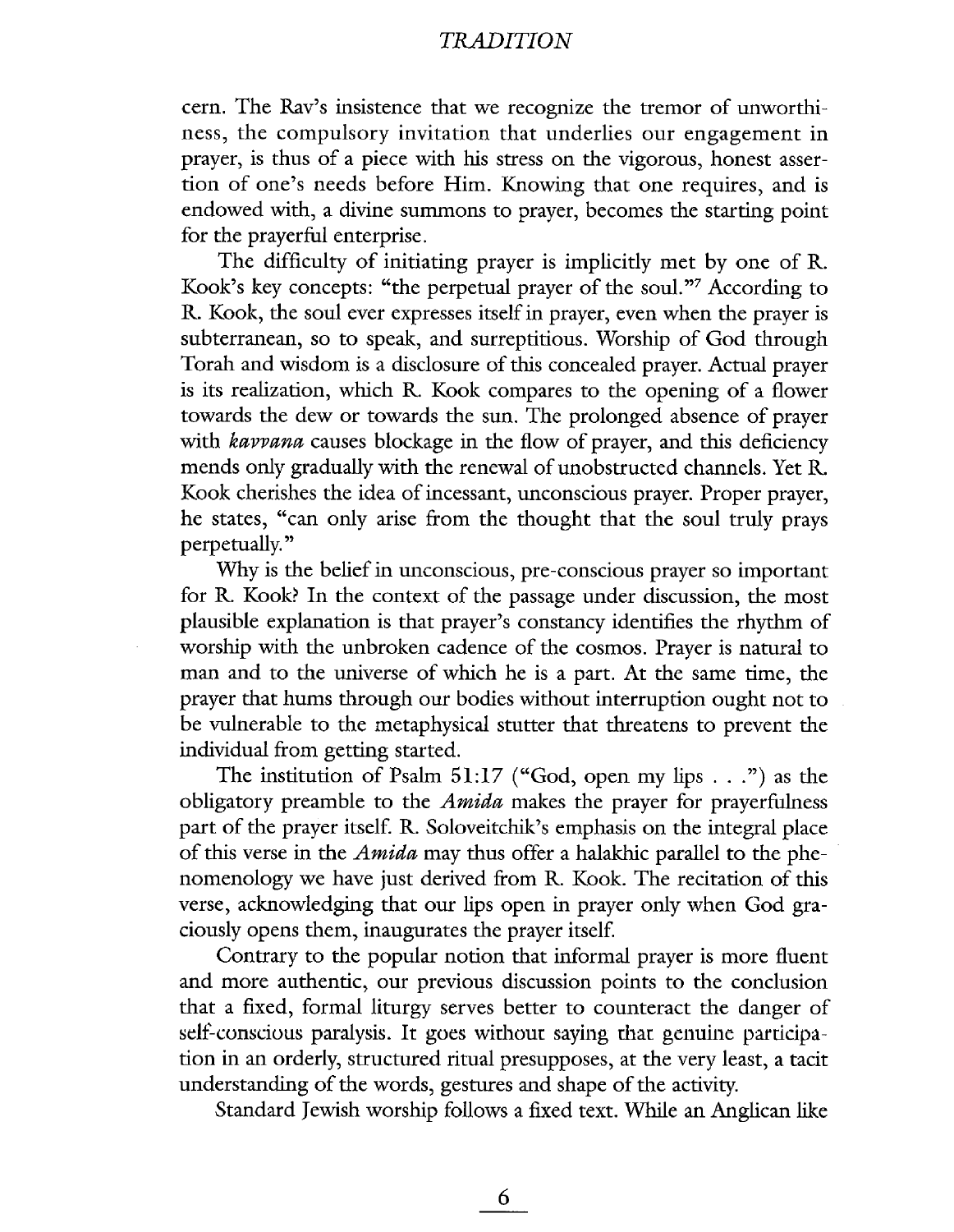cern. The Rav's insistence that we recognize the tremor of unworthiness, the compulsory invitation that underlies our engagement in prayer, is thus of a piece with his stress on the vigorous, honest assertion of one's needs before Him. Knowing that one requires, and is endowed with, a divine summons to prayer, becomes the starting point for the prayerful enterprise.

The difficulty of initiating prayer is implicitly met by one of R. Kook's key concepts: "the perpetual prayer of the soul."[7] According to R. Kook, the soul ever expresses itself in prayer, even when the prayer is subterranean, so to speak, and surreptitious. Worship of God through Torah and wisdom is a disclosure of this concealed prayer. Actual prayer is its realization, which R. Kook compares to the opening of a flower towards the dew or towards the sun. The prolonged absence of prayer with *kavvana* causes blockage in the flow of prayer, and this deficiency mends only gradually with the renewal of unobstructed channels. Yet R. Kook cherishes the idea of incessant, unconscious prayer. Proper prayer, he states, "can only arise from the thought that the soul truly prays perpetually."

Why is the belief in unconscious, pre-conscious prayer so important for R. Kook? In the context of the passage under discussion, the most plausible explanation is that prayer's constancy identifies the rhythm of worship with the unbroken cadence of the cosmos. Prayer is natural to man and to the universe of which he is a part. At the same time, the prayer that hums through our bodies without interruption ought not to be vulnerable to the metaphysical stutter that threatens to prevent the individual from getting started.

The institution of Psalm 51:17 ("God, open my lips . . .") as the obligatory preamble to the *Amida* makes the prayer for prayerfulness part of the prayer itself. R. Soloveitchik's emphasis on the integral place of this verse in the *Amida* may thus offer a halakhic parallel to the phenomenology we have just derived from R. Kook. The recitation of this verse, acknowledging that our lips open in prayer only when God graciously opens them, inaugurates the prayer itself.

Contrary to the popular notion that informal prayer is more fluent and more authentic, our previous discussion points to the conclusion that a fixed, formal liturgy serves better to counteract the danger of self-conscious paralysis. It goes without saying that genuine participation in an orderly, structured ritual presupposes, at the very least, a tacit understanding of the words, gestures and shape of the activity.

Standard Jewish worship follows a fixed text. While an Anglican like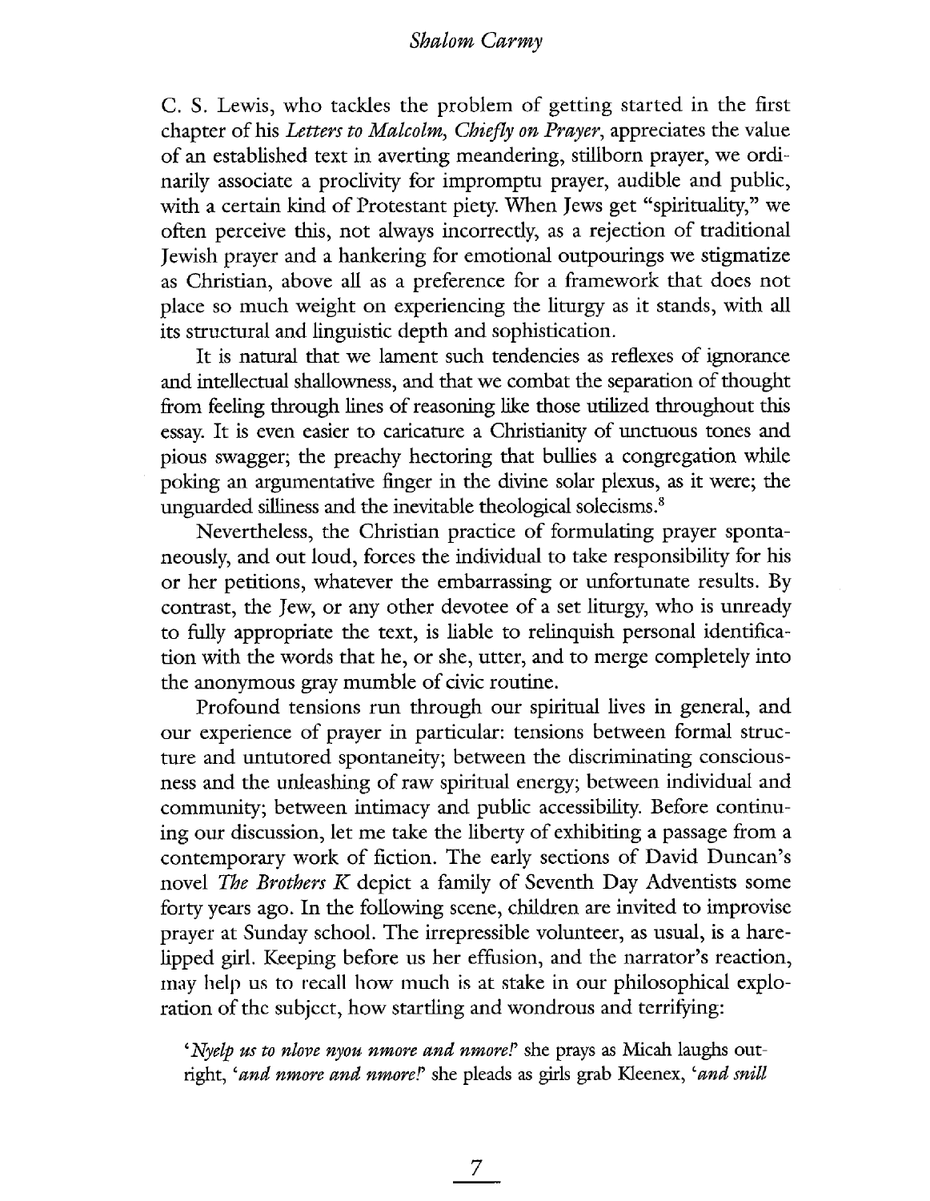C. S. Lewis, who tackles the problem of getting started in the first chapter of his *Letters to Malcolm, Chiefly on Prayer*, appreciates the value of an established text in averting meandering, stillborn prayer, we ordinarily associate a proclivity for impromptu prayer, audible and public, with a certain kind of Protestant piety. When Jews get "spirituality," we often perceive this, not always incorrectly, as a rejection of traditional Jewish prayer and a hankering for emotional outpourings we stigmatize as Christian, above all as a preference for a framework that does not place so much weight on experiencing the liturgy as it stands, with all its structural and linguistic depth and sophistication.

It is natural that we lament such tendencies as reflexes of ignorance and intellectual shallowness, and that we combat the separation of thought from feeling through lines of reasoning like those utilized throughout this essay. It is even easier to caricature a Christianity of unctuous tones and pious swagger; the preachy hectoring that bullies a congregation while poking an argumentative finger in the divine solar plexus, as it were; the unguarded silliness and the inevitable theological solecisms.[8]

Nevertheless, the Christian practice of formulating prayer spontaneously, and out loud, forces the individual to take responsibility for his or her petitions, whatever the embarrassing or unfortunate results. By contrast, the Jew, or any other devotee of a set liturgy, who is unready to fully appropriate the text, is liable to relinquish personal identification with the words that he, or she, utter, and to merge completely into the anonymous gray mumble of civic routine.

Profound tensions run through our spiritual lives in general, and our experience of prayer in particular: tensions between formal structure and untutored spontaneity; between the discriminating consciousness and the unleashing of raw spiritual energy; between individual and community; between intimacy and public accessibility. Before continuing our discussion, let me take the liberty of exhibiting a passage from a contemporary work of fiction. The early sections of David Duncan's novel *The Brothers K* depict a family of Seventh Day Adventists some forty years ago. In the following scene, children are invited to improvise prayer at Sunday school. The irrepressible volunteer, as usual, is a hare-lipped girl. Keeping before us her effusion, and the narrator's reaction, may help us to recall how much is at stake in our philosophical exploration of the subject, how startling and wondrous and terrifying:

> '*Nyelp us to nlove nyou nmore and nmore!*' she prays as Micah laughs outright, '*and nmore and nmore!*' she pleads as girls grab Kleenex, '*and snill*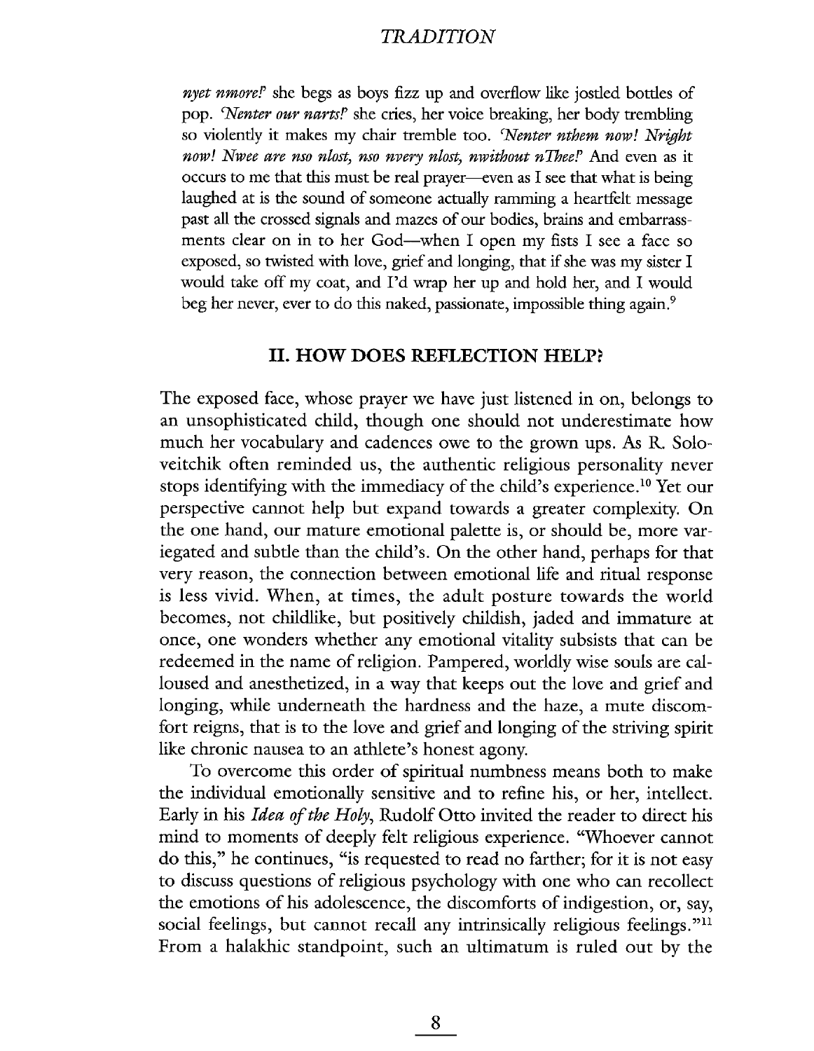*nyet nmore?*' she begs as boys fizz up and overflow like jostled bottles of pop. '*Nenter our narts!*' she cries, her voice breaking, her body trembling so violently it makes my chair tremble too. '*Nenter nthem now! Nright now! Nwee are nso nlost, nso nvery nlost, nwithout nThee!*' And even as it occurs to me that this must be real prayer—even as I see that what is being laughed at is the sound of someone actually ramming a heartfelt message past all the crossed signals and mazes of our bodies, brains and embarrassments clear on in to her God—when I open my fists I see a face so exposed, so twisted with love, grief and longing, that if she was my sister I would take off my coat, and I'd wrap her up and hold her, and I would beg her never, ever to do this naked, passionate, impossible thing again.[9]

## II. HOW DOES REFLECTION HELP?

The exposed face, whose prayer we have just listened in on, belongs to an unsophisticated child, though one should not underestimate how much her vocabulary and cadences owe to the grown ups. As R. Soloveitchik often reminded us, the authentic religious personality never stops identifying with the immediacy of the child's experience.[10] Yet our perspective cannot help but expand towards a greater complexity. On the one hand, our mature emotional palette is, or should be, more variegated and subtle than the child's. On the other hand, perhaps for that very reason, the connection between emotional life and ritual response is less vivid. When, at times, the adult posture towards the world becomes, not childlike, but positively childish, jaded and immature at once, one wonders whether any emotional vitality subsists that can be redeemed in the name of religion. Pampered, worldly wise souls are calloused and anesthetized, in a way that keeps out the love and grief and longing, while underneath the hardness and the haze, a mute discomfort reigns, that is to the love and grief and longing of the striving spirit like chronic nausea to an athlete's honest agony.

To overcome this order of spiritual numbness means both to make the individual emotionally sensitive and to refine his, or her, intellect. Early in his *Idea of the Holy*, Rudolf Otto invited the reader to direct his mind to moments of deeply felt religious experience. "Whoever cannot do this," he continues, "is requested to read no farther; for it is not easy to discuss questions of religious psychology with one who can recollect the emotions of his adolescence, the discomforts of indigestion, or, say, social feelings, but cannot recall any intrinsically religious feelings."[11] From a halakhic standpoint, such an ultimatum is ruled out by the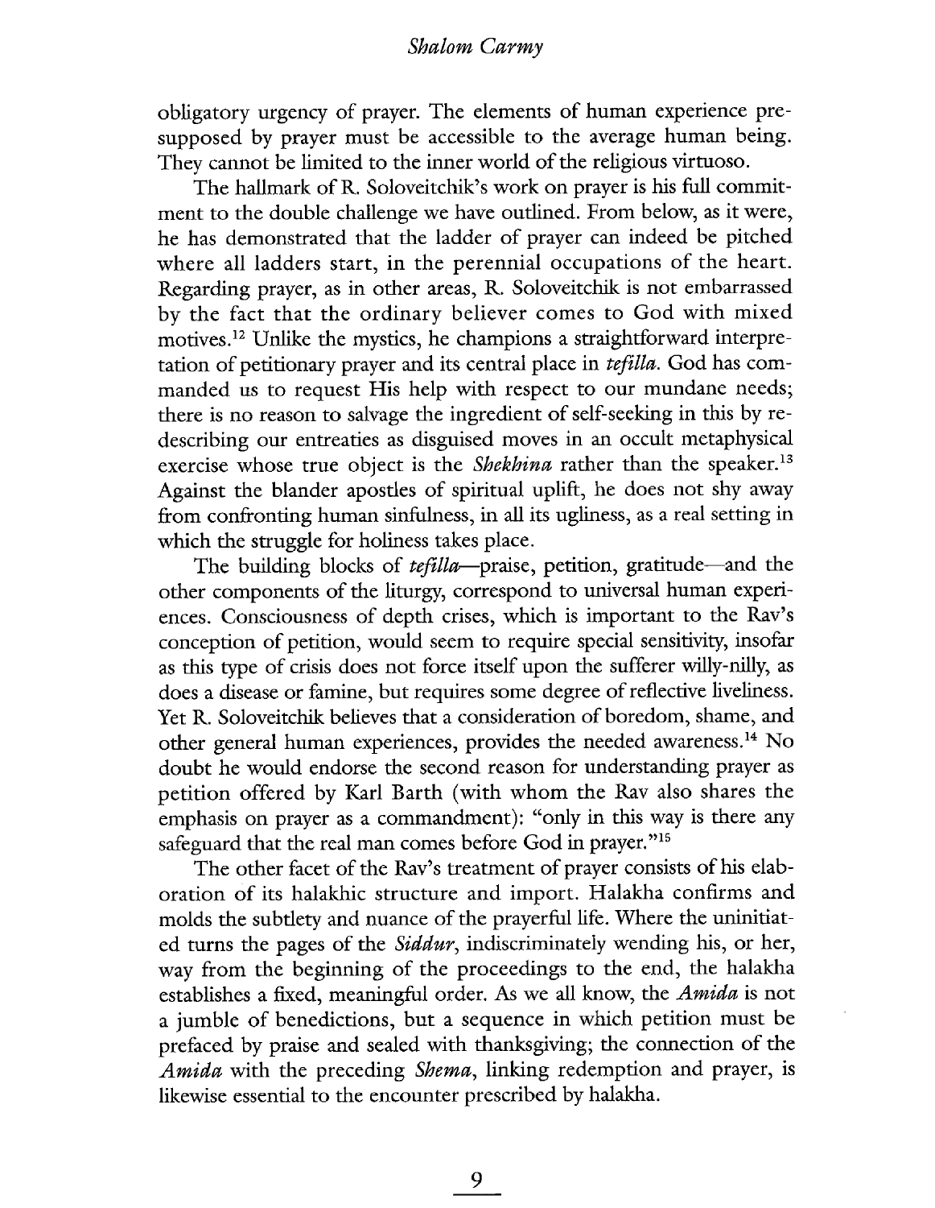obligatory urgency of prayer. The elements of human experience presupposed by prayer must be accessible to the average human being. They cannot be limited to the inner world of the religious virtuoso.

The hallmark of R. Soloveitchik's work on prayer is his full commitment to the double challenge we have outlined. From below, as it were, he has demonstrated that the ladder of prayer can indeed be pitched where all ladders start, in the perennial occupations of the heart. Regarding prayer, as in other areas, R. Soloveitchik is not embarrassed by the fact that the ordinary believer comes to God with mixed motives.[12] Unlike the mystics, he champions a straightforward interpretation of petitionary prayer and its central place in *tefilla*. God has commanded us to request His help with respect to our mundane needs; there is no reason to salvage the ingredient of self-seeking in this by redescribing our entreaties as disguised moves in an occult metaphysical exercise whose true object is the *Shekhina* rather than the speaker.[13] Against the blander apostles of spiritual uplift, he does not shy away from confronting human sinfulness, in all its ugliness, as a real setting in which the struggle for holiness takes place.

The building blocks of *tefilla*—praise, petition, gratitude—and the other components of the liturgy, correspond to universal human experiences. Consciousness of depth crises, which is important to the Rav's conception of petition, would seem to require special sensitivity, insofar as this type of crisis does not force itself upon the sufferer willy-nilly, as does a disease or famine, but requires some degree of reflective liveliness. Yet R. Soloveitchik believes that a consideration of boredom, shame, and other general human experiences, provides the needed awareness.[14] No doubt he would endorse the second reason for understanding prayer as petition offered by Karl Barth (with whom the Rav also shares the emphasis on prayer as a commandment): "only in this way is there any safeguard that the real man comes before God in prayer."[15]

The other facet of the Rav's treatment of prayer consists of his elaboration of its halakhic structure and import. Halakha confirms and molds the subtlety and nuance of the prayerful life. Where the uninitiated turns the pages of the *Siddur*, indiscriminately wending his, or her, way from the beginning of the proceedings to the end, the halakha establishes a fixed, meaningful order. As we all know, the *Amida* is not a jumble of benedictions, but a sequence in which petition must be prefaced by praise and sealed with thanksgiving; the connection of the *Amida* with the preceding *Shema*, linking redemption and prayer, is likewise essential to the encounter prescribed by halakha.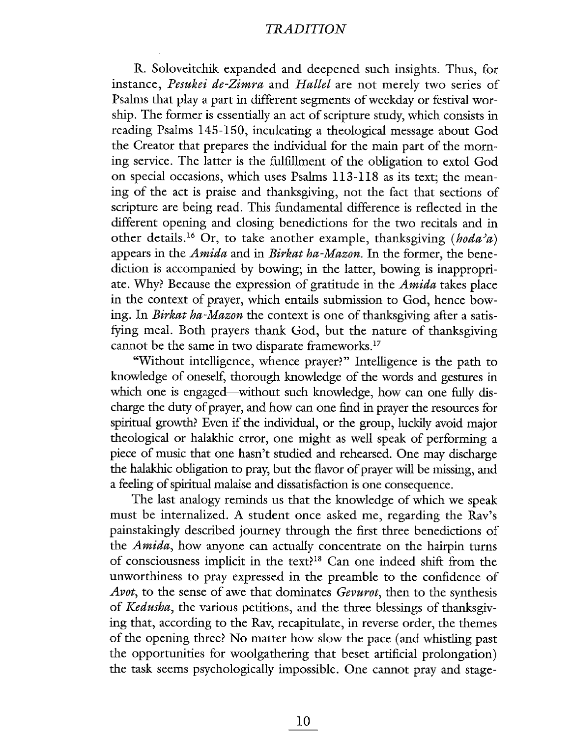R. Soloveitchik expanded and deepened such insights. Thus, for instance, *Pesukei de-Zimra* and *Hallel* are not merely two series of Psalms that play a part in different segments of weekday or festival worship. The former is essentially an act of scripture study, which consists in reading Psalms 145-150, inculcating a theological message about God the Creator that prepares the individual for the main part of the morning service. The latter is the fulfillment of the obligation to extol God on special occasions, which uses Psalms 113-118 as its text; the meaning of the act is praise and thanksgiving, not the fact that sections of scripture are being read. This fundamental difference is reflected in the different opening and closing benedictions for the two recitals and in other details.[16] Or, to take another example, thanksgiving (*hoda'a*) appears in the *Amida* and in *Birkat ha-Mazon*. In the former, the benediction is accompanied by bowing; in the latter, bowing is inappropriate. Why? Because the expression of gratitude in the *Amida* takes place in the context of prayer, which entails submission to God, hence bowing. In *Birkat ha-Mazon* the context is one of thanksgiving after a satisfying meal. Both prayers thank God, but the nature of thanksgiving cannot be the same in two disparate frameworks.[17]

"Without intelligence, whence prayer?" Intelligence is the path to knowledge of oneself, thorough knowledge of the words and gestures in which one is engaged—without such knowledge, how can one fully discharge the duty of prayer, and how can one find in prayer the resources for spiritual growth? Even if the individual, or the group, luckily avoid major theological or halakhic error, one might as well speak of performing a piece of music that one hasn't studied and rehearsed. One may discharge the halakhic obligation to pray, but the flavor of prayer will be missing, and a feeling of spiritual malaise and dissatisfaction is one consequence.

The last analogy reminds us that the knowledge of which we speak must be internalized. A student once asked me, regarding the Rav's painstakingly described journey through the first three benedictions of the *Amida*, how anyone can actually concentrate on the hairpin turns of consciousness implicit in the text?[18] Can one indeed shift from the unworthiness to pray expressed in the preamble to the confidence of *Avot*, to the sense of awe that dominates *Gevurot*, then to the synthesis of *Kedusha*, the various petitions, and the three blessings of thanksgiving that, according to the Rav, recapitulate, in reverse order, the themes of the opening three? No matter how slow the pace (and whistling past the opportunities for woolgathering that beset artificial prolongation) the task seems psychologically impossible. One cannot pray and stage-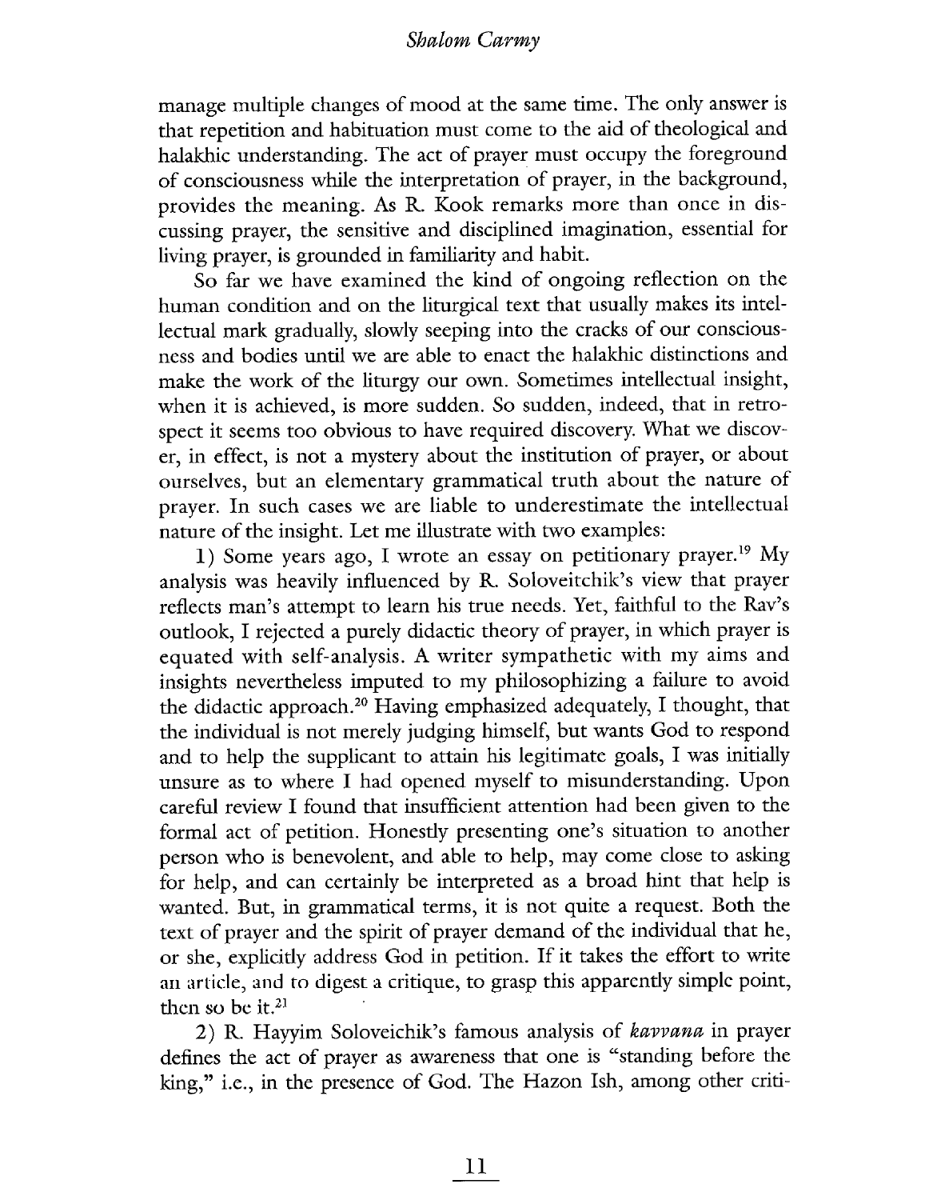manage multiple changes of mood at the same time. The only answer is that repetition and habituation must come to the aid of theological and halakhic understanding. The act of prayer must occupy the foreground of consciousness while the interpretation of prayer, in the background, provides the meaning. As R. Kook remarks more than once in discussing prayer, the sensitive and disciplined imagination, essential for living prayer, is grounded in familiarity and habit.

So far we have examined the kind of ongoing reflection on the human condition and on the liturgical text that usually makes its intellectual mark gradually, slowly seeping into the cracks of our consciousness and bodies until we are able to enact the halakhic distinctions and make the work of the liturgy our own. Sometimes intellectual insight, when it is achieved, is more sudden. So sudden, indeed, that in retrospect it seems too obvious to have required discovery. What we discover, in effect, is not a mystery about the institution of prayer, or about ourselves, but an elementary grammatical truth about the nature of prayer. In such cases we are liable to underestimate the intellectual nature of the insight. Let me illustrate with two examples:

1) Some years ago, I wrote an essay on petitionary prayer.[19] My analysis was heavily influenced by R. Soloveitchik's view that prayer reflects man's attempt to learn his true needs. Yet, faithful to the Rav's outlook, I rejected a purely didactic theory of prayer, in which prayer is equated with self-analysis. A writer sympathetic with my aims and insights nevertheless imputed to my philosophizing a failure to avoid the didactic approach.[20] Having emphasized adequately, I thought, that the individual is not merely judging himself, but wants God to respond and to help the supplicant to attain his legitimate goals, I was initially unsure as to where I had opened myself to misunderstanding. Upon careful review I found that insufficient attention had been given to the formal act of petition. Honestly presenting one's situation to another person who is benevolent, and able to help, may come close to asking for help, and can certainly be interpreted as a broad hint that help is wanted. But, in grammatical terms, it is not quite a request. Both the text of prayer and the spirit of prayer demand of the individual that he, or she, explicitly address God in petition. If it takes the effort to write an article, and to digest a critique, to grasp this apparently simple point, then so be it.[21]

2) R. Hayyim Soloveichik's famous analysis of *kavvana* in prayer defines the act of prayer as awareness that one is "standing before the king," i.e., in the presence of God. The Hazon Ish, among other criti-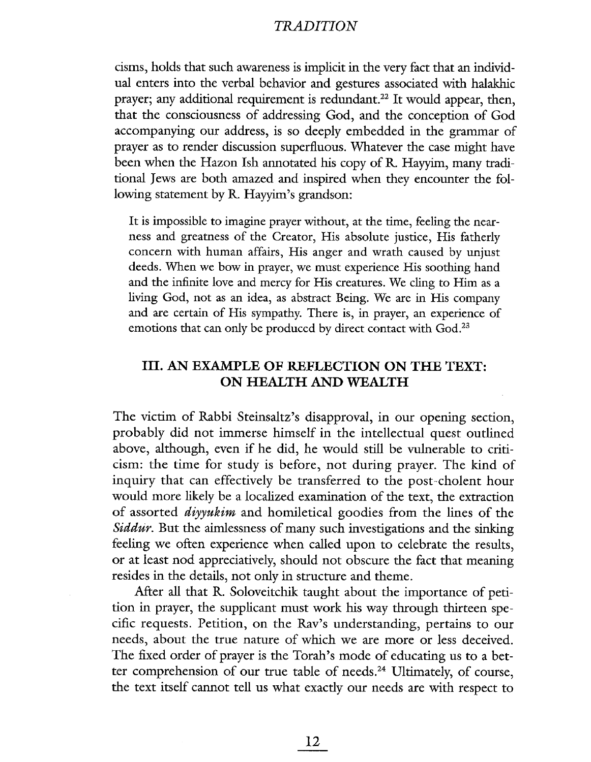cisms, holds that such awareness is implicit in the very fact that an individual enters into the verbal behavior and gestures associated with halakhic prayer; any additional requirement is redundant.[22] It would appear, then, that the consciousness of addressing God, and the conception of God accompanying our address, is so deeply embedded in the grammar of prayer as to render discussion superfluous. Whatever the case might have been when the Hazon Ish annotated his copy of R. Hayyim, many traditional Jews are both amazed and inspired when they encounter the following statement by R. Hayyim's grandson:

> It is impossible to imagine prayer without, at the time, feeling the nearness and greatness of the Creator, His absolute justice, His fatherly concern with human affairs, His anger and wrath caused by unjust deeds. When we bow in prayer, we must experience His soothing hand and the infinite love and mercy for His creatures. We cling to Him as a living God, not as an idea, as abstract Being. We are in His company and are certain of His sympathy. There is, in prayer, an experience of emotions that can only be produced by direct contact with God.[23]

## III. AN EXAMPLE OF REFLECTION ON THE TEXT: ON HEALTH AND WEALTH

The victim of Rabbi Steinsaltz's disapproval, in our opening section, probably did not immerse himself in the intellectual quest outlined above, although, even if he did, he would still be vulnerable to criticism: the time for study is before, not during prayer. The kind of inquiry that can effectively be transferred to the post-cholent hour would more likely be a localized examination of the text, the extraction of assorted *diyyukim* and homiletical goodies from the lines of the *Siddur*. But the aimlessness of many such investigations and the sinking feeling we often experience when called upon to celebrate the results, or at least nod appreciatively, should not obscure the fact that meaning resides in the details, not only in structure and theme.

After all that R. Soloveitchik taught about the importance of petition in prayer, the supplicant must work his way through thirteen specific requests. Petition, on the Rav's understanding, pertains to our needs, about the true nature of which we are more or less deceived. The fixed order of prayer is the Torah's mode of educating us to a better comprehension of our true table of needs.[24] Ultimately, of course, the text itself cannot tell us what exactly our needs are with respect to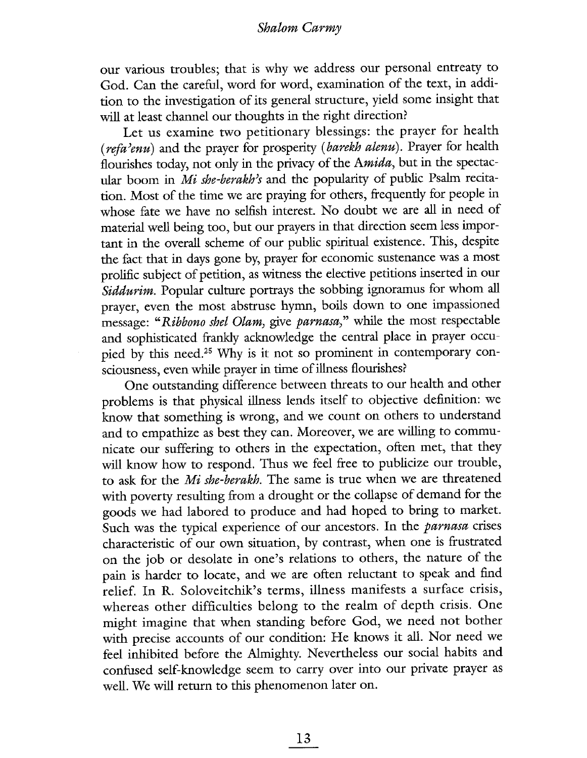our various troubles; that is why we address our personal entreaty to God. Can the careful, word for word, examination of the text, in addition to the investigation of its general structure, yield some insight that will at least channel our thoughts in the right direction?

Let us examine two petitionary blessings: the prayer for health (*refa'enu*) and the prayer for prosperity (*barekh alenu*). Prayer for health flourishes today, not only in the privacy of the *Amida*, but in the spectacular boom in *Mi she-berakh's* and the popularity of public Psalm recitation. Most of the time we are praying for others, frequently for people in whose fate we have no selfish interest. No doubt we are all in need of material well being too, but our prayers in that direction seem less important in the overall scheme of our public spiritual existence. This, despite the fact that in days gone by, prayer for economic sustenance was a most prolific subject of petition, as witness the elective petitions inserted in our *Siddurim*. Popular culture portrays the sobbing ignoramus for whom all prayer, even the most abstruse hymn, boils down to one impassioned message: "*Ribbono shel Olam*, give *parnasa*," while the most respectable and sophisticated frankly acknowledge the central place in prayer occupied by this need.[25] Why is it not so prominent in contemporary consciousness, even while prayer in time of illness flourishes?

One outstanding difference between threats to our health and other problems is that physical illness lends itself to objective definition: we know that something is wrong, and we count on others to understand and to empathize as best they can. Moreover, we are willing to communicate our suffering to others in the expectation, often met, that they will know how to respond. Thus we feel free to publicize our trouble, to ask for the *Mi she-berakh*. The same is true when we are threatened with poverty resulting from a drought or the collapse of demand for the goods we had labored to produce and had hoped to bring to market. Such was the typical experience of our ancestors. In the *parnasa* crises characteristic of our own situation, by contrast, when one is frustrated on the job or desolate in one's relations to others, the nature of the pain is harder to locate, and we are often reluctant to speak and find relief. In R. Soloveitchik's terms, illness manifests a surface crisis, whereas other difficulties belong to the realm of depth crisis. One might imagine that when standing before God, we need not bother with precise accounts of our condition: He knows it all. Nor need we feel inhibited before the Almighty. Nevertheless our social habits and confused self-knowledge seem to carry over into our private prayer as well. We will return to this phenomenon later on.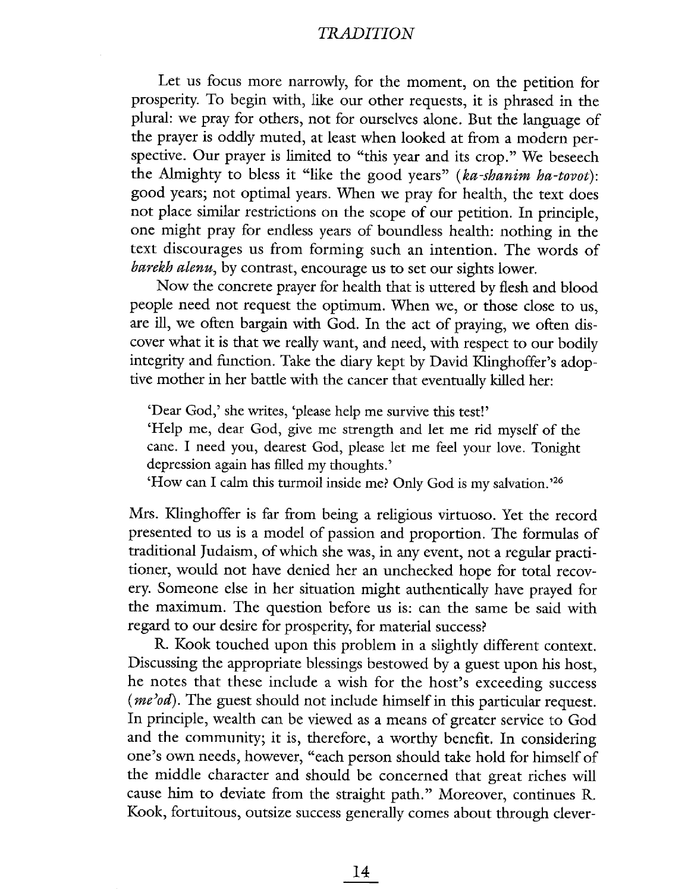Let us focus more narrowly, for the moment, on the petition for prosperity. To begin with, like our other requests, it is phrased in the plural: we pray for others, not for ourselves alone. But the language of the prayer is oddly muted, at least when looked at from a modern perspective. Our prayer is limited to "this year and its crop." We beseech the Almighty to bless it "like the good years" (*ka-shanim ha-tovot*): good years; not optimal years. When we pray for health, the text does not place similar restrictions on the scope of our petition. In principle, one might pray for endless years of boundless health: nothing in the text discourages us from forming such an intention. The words of *barekh alenu*, by contrast, encourage us to set our sights lower.

Now the concrete prayer for health that is uttered by flesh and blood people need not request the optimum. When we, or those close to us, are ill, we often bargain with God. In the act of praying, we often discover what it is that we really want, and need, with respect to our bodily integrity and function. Take the diary kept by David Klinghoffer's adoptive mother in her battle with the cancer that eventually killed her:

> 'Dear God,' she writes, 'please help me survive this test!'
> 'Help me, dear God, give me strength and let me rid myself of the cane. I need you, dearest God, please let me feel your love. Tonight depression again has filled my thoughts.'
> 'How can I calm this turmoil inside me? Only God is my salvation.'[26]

Mrs. Klinghoffer is far from being a religious virtuoso. Yet the record presented to us is a model of passion and proportion. The formulas of traditional Judaism, of which she was, in any event, not a regular practitioner, would not have denied her an unchecked hope for total recovery. Someone else in her situation might authentically have prayed for the maximum. The question before us is: can the same be said with regard to our desire for prosperity, for material success?

R. Kook touched upon this problem in a slightly different context. Discussing the appropriate blessings bestowed by a guest upon his host, he notes that these include a wish for the host's exceeding success (*me'od*). The guest should not include himself in this particular request. In principle, wealth can be viewed as a means of greater service to God and the community; it is, therefore, a worthy benefit. In considering one's own needs, however, "each person should take hold for himself of the middle character and should be concerned that great riches will cause him to deviate from the straight path." Moreover, continues R. Kook, fortuitous, outsize success generally comes about through clever-